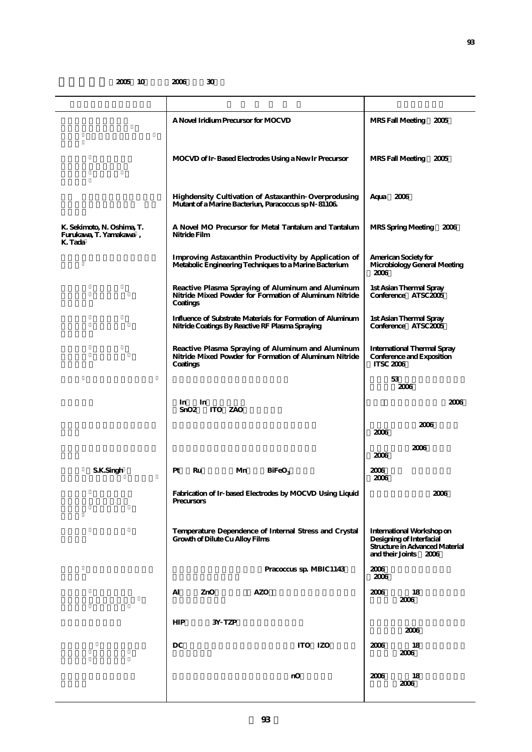2005 10 2006 30

| | | |
|---|---|---|
| | A Novel Iridium Precursor for MOCVD | MRS Fall Meeting 2005 |
| | MOCVD of Ir-Based Electrodes Using a New Ir Precursor | MRS Fall Meeting 2005 |
| | Highdensity Cultivation of Astaxanthin-Overprodusing Mutant of a Marine Bacteriun, Paracoccus sp N-81106. | Aqua 2006 |
| K. Sekimoto, N. Oshima, T. Furukawa, T. Yamakawa , K. Tada | A Novel MO Precursor for Metal Tantalum and Tantalum Nitride Film | MRS Spring Meeting 2006 |
| | Improving Astaxanthin Productivity by Application of Metabolic Engineering Techniques to a Marine Bacterium | American Society for Microbiology General Meeting 2006 |
| | Reactive Plasma Spraying of Aluminum and Aluminum Nitride Mixed Powder for Formation of Aluminum Nitride Coatings | 1st Asian Thermal Spray Conference ATSC2005 |
| | Influence of Substrate Materials for Formation of Aluminum Nitride Coatings By Reactive RF Plasma Spraying | 1st Asian Thermal Spray Conference ATSC2005 |
| | Reactive Plasma Spraying of Aluminum and Aluminum Nitride Mixed Powder for Formation of Aluminum Nitride Coatings | International Thermal Spray Conference and Exposition ITSC 2006 |
| | | 53 2006 |
| | In In $SnO_2$ ITO ZAO | 2006 |
| | | 2006 2006 |
| | | 2006 2006 |
| S.K.Singh | Pt Ru Mn $BiFeO_3$ | 2006 2006 |
| | Fabrication of Ir-based Electrodes by MOCVD Using Liquid Precursors | 2006 |
| | Temperature Dependence of Internal Stress and Crystal Growth of Dilute Cu Alloy Films | International Workshop on Designing of Interfacial Structure in Advanced Material and their Joints 2006 |
| | Pracoccus sp. MBIC1143 | 2006 2006 |
| | Al ZnO AZO | 2006 18 2006 |
| | HIP 3Y-TZP | 2006 |
| | DC ITO IZO | 2006 18 2006 |
| | nO | 2006 18 2006 |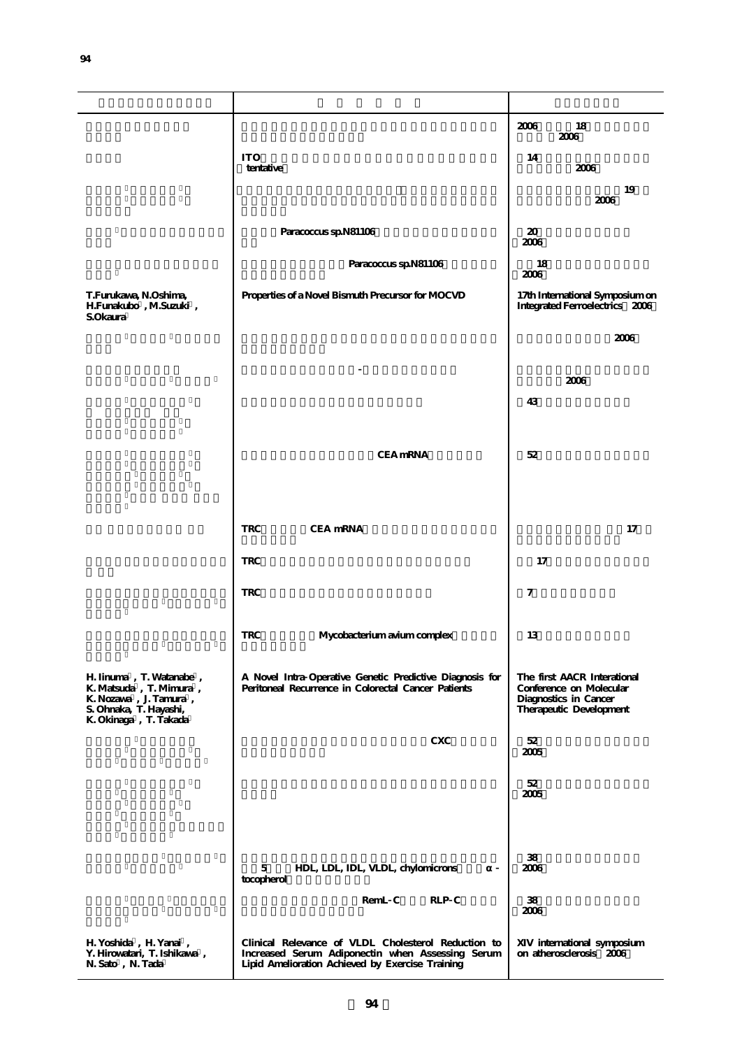| | | |
|---|---|---|
| | | 2006 18 2006 |
| | ITO tentative | 14 2006 |
| | | 19 2006 |
| | Paracoccus sp.N81106 | 20 2006 |
| | Paracoccus sp.N81106 | 18 2006 |
| T.Furukawa, N.Oshima, H.Funakubo, M.Suzuki, S.Okaura | Properties of a Novel Bismuth Precursor for MOCVD | 17th International Symposium on Integrated Ferroelectrics 2006 |
| | | 2006 |
| | - | 2006 |
| | | 43 |
| | CEA mRNA | 52 |
| | TRC CEA mRNA | 17 |
| | TRC | 17 |
| | TRC | 7 |
| | TRC Mycobacterium avium complex | 13 |
| H. Iinuma, T. Watanabe, K. Matsuda, T. Mimura, K. Nozawa, J. Tamura, S. Ohnaka, T. Hayashi, K. Okinaga, T. Takada | A Novel Intra-Operative Genetic Predictive Diagnosis for Peritoneal Recurrence in Colorectal Cancer Patients | The first AACR Interational Conference on Molecular Diagnostics in Cancer Therapeutic Development |
| | CXC | 52 2005 |
| | | 52 2005 |
| | 5 HDL, LDL, IDL, VLDL, chylomicrons α-tocopherol | 38 2006 |
| | RemL-C RLP-C | 38 2006 |
| H. Yoshida, H. Yanai, Y. Hirowatari, T. Ishikawa, N. Sato, N. Tada | Clinical Relevance of VLDL Cholesterol Reduction to Increased Serum Adiponectin when Assessing Serum Lipid Amelioration Achieved by Exercise Training | XIV international symposium on atherosclerosis 2006 |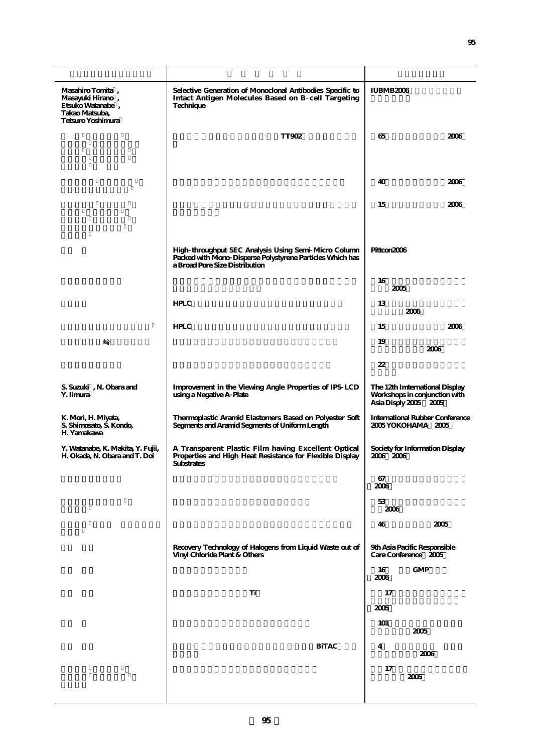| | | |
|---|---|---|
| Masahiro Tomita , Masayuki Hirano , Etsuko Watanabe , Takao Matsuba, Tetsuro Yoshimura | Selective Generation of Monoclonal Antibodies Specific to Intact Antigen Molecules Based on B-cell Targeting Technique | IUBMB2006 |
| | TT902 | 65 2006 |
| | | 40 2006 |
| | | 15 2006 |
| | High-throughput SEC Analysis Using Semi-Micro Column Packed with Mono-Disperse Polystyrene Particles Which has a Broad Pore Size Distribution | Pittcon2006 |
| | | 16 2005 |
| | HPLC | 13 2006 |
| | HPLC | 15 2006 |
| 嵜 | | 19 2006 |
| | | 22 |
| S. Suzuki , N. Obara and Y. Iimura | Improvement in the Viewing Angle Properties of IPS-LCD using a Negative A-Plate | The 12th International Display Workshops in conjunction with Asia Disply 2005 2005 |
| K. Mori, H. Miyata, S. Shimosato, S. Kondo, H. Yamakawa | Thermoplastic Aramid Elastomers Based on Polyester Soft Segments and Aramid Segments of Uniform Length | International Rubber Conference 2005 YOKOHAMA 2005 |
| Y. Watanabe, K. Makita, Y. Fujii, H. Okada, N. Obara and T. Doi | A Transparent Plastic Film having Excellent Optical Properties and High Heat Resistance for Flexible Display Substrates | Society for Information Display 2006 2006 |
| | | 67 2006 |
| | | 53 2006 |
| | | 46 2005 |
| | Recovery Technology of Halogens from Liquid Waste out of Vinyl Chloride Plant & Others | 9th Asia Pacific Responsible Care Conference 2005 |
| | | 16 GMP 2006 |
| | Ti | 17 2005 |
| | | 101 2005 |
| | BiTAC | 4 2006 |
| | | 17 2005 |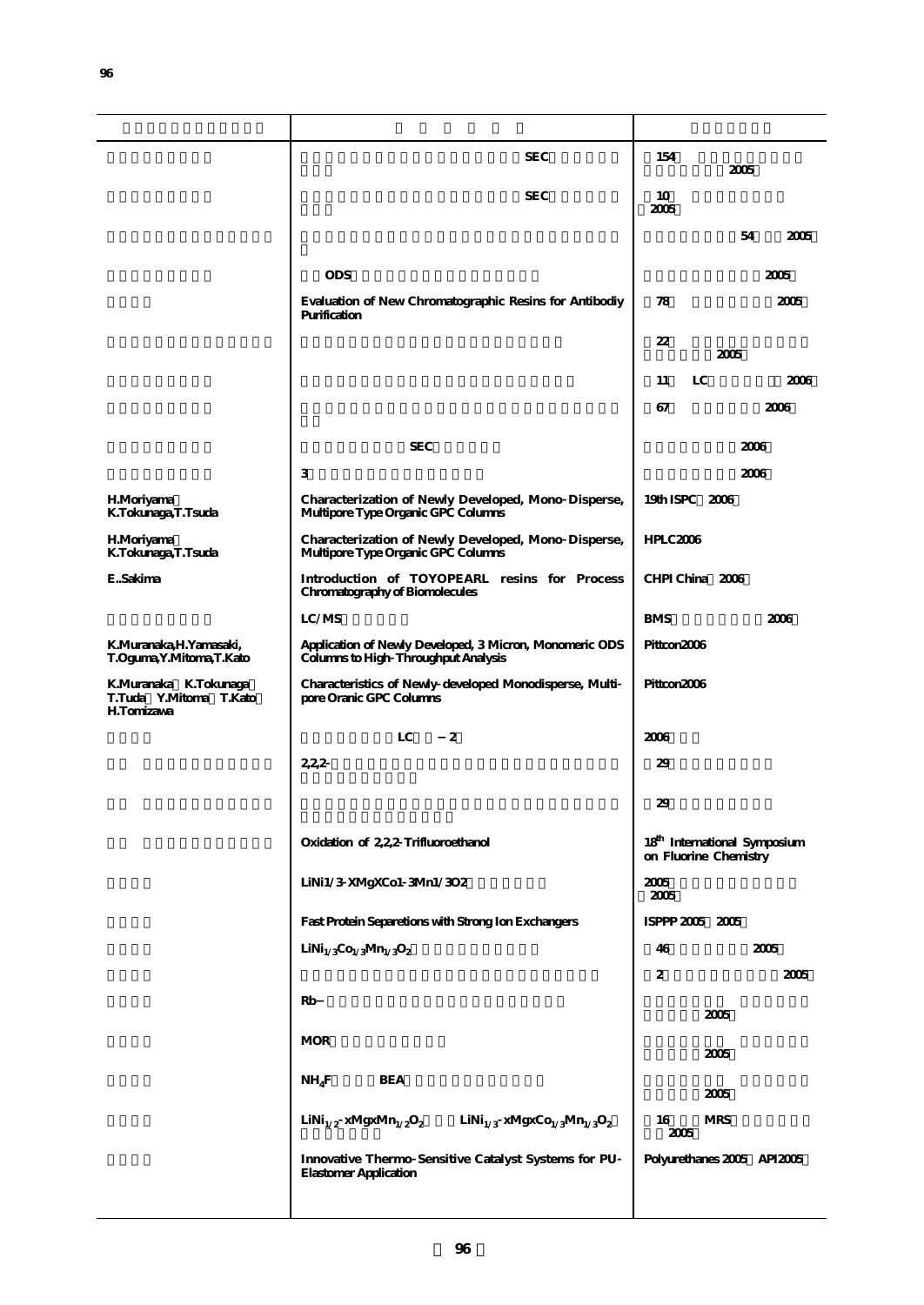| | | |
|---|---|---|
| | SEC | 154 2005 |
| | SEC | 10 2005 |
| | | 54 2005 |
| | ODS | 2005 |
| | Evaluation of New Chromatographic Resins for Antibodiy Purification | 78 2005 |
| | | 22 2005 |
| | | 11 LC 2006 |
| | | 67 2006 |
| | SEC | 2006 |
| | 3 | 2006 |
| H.Moriyama K.Tokunaga,T.Tsuda | Characterization of Newly Developed, Mono-Disperse, Multipore Type Organic GPC Columns | 19th ISPC 2006 |
| H.Moriyama K.Tokunaga,T.Tsuda | Characterization of Newly Developed, Mono-Disperse, Multipore Type Organic GPC Columns | HPLC2006 |
| E..Sakima | Introduction of TOYOPEARL resins for Process Chromatography of Biomolecules | CHPI China 2006 |
| | LC/MS | BMS 2006 |
| K.Muranaka,H.Yamasaki, T.Oguma,Y.Mitoma,T.Kato | Application of Newly Developed, 3 Micron, Monomeric ODS Columns to High-Throughput Analysis | Pittcon2006 |
| K.Muranaka K.Tokunaga T.Tuda Y.Mitoma T.Kato H.Tomizawa | Characteristics of Newly-developed Monodisperse, Multi-pore Oranic GPC Columns | Pittcon2006 |
| | LC 2 | 2006 |
| | 2,2,2- | 29 |
| | | 29 |
| | Oxidation of 2,2,2-Trifluoroethanol | 18[th] International Symposium on Fluorine Chemistry |
| | LiNi1/3-XMgXCo1-3Mn1/3O2 | 2005 2005 |
| | Fast Protein Separetions with Strong Ion Exchangers | ISPPP 2005 2005 |
| | $LiNi_{1/3}Co_{1/3}Mn_{1/3}O_2$ | 46 2005 |
| | | 2 2005 |
| | Rb− | 2005 |
| | MOR | 2005 |
| | $NH_4F$ BEA | 2005 |
| | $LiNi_{1/2}$-$xMgxMn_{1/2}O_2$ $LiNi_{1/3}$-$xMgxCo_{1/3}Mn_{1/3}O_2$ | 16 MRS 2005 |
| | Innovative Thermo-Sensitive Catalyst Systems for PU-Elastomer Application | Polyurethanes 2005 API2005 |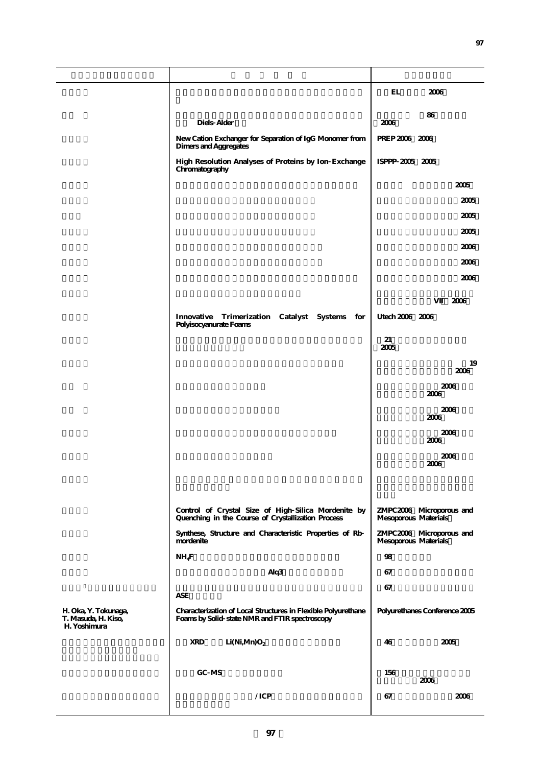| | | |
|---|---|---|
| | | EL 2006 |
| | Diels-Alder | 86 2006 |
| | New Cation Exchanger for Separation of IgG Monomer from Dimers and Aggregates | PREP 2006 2006 |
| | High Resolution Analyses of Proteins by Ion-Exchange Chromatography | ISPPP-2005 2005 |
| | | 2005 |
| | | 2005 |
| | | 2005 |
| | | 2005 |
| | | 2006 |
| | | 2006 |
| | | 2006 |
| | | VII 2006 |
| | Innovative Trimerization Catalyst Systems for Polyisocyanurate Foams | Utech 2006 2006 |
| | | 21 2005 |
| | | 19 2006 |
| | | 2006 2006 |
| | | 2006 2006 |
| | | 2006 2006 |
| | | 2006 2006 |
| | | |
| | Control of Crystal Size of High-Silica Mordenite by Quenching in the Course of Crystallization Process | ZMPC2006 Microporous and Mesoporous Materials |
| | Synthese, Structure and Characteristic Properties of Rb-mordenite | ZMPC2006 Microporous and Mesoporous Materials |
| | $NH_4F$ | 98 |
| | Alq3 | 67 |
| | ASE | 67 |
| H. Oka, Y. Tokunaga, T. Masuda, H. Kiso, H. Yoshimura | Characterization of Local Structures in Flexible Polyurethane Foams by Solid-state NMR and FTIR spectroscopy | Polyurethanes Conference 2005 |
| | XRD $Li(Ni,Mn)O_2$ | 46 2005 |
| | GC-MS | 156 2006 |
| | /ICP | 67 2006 |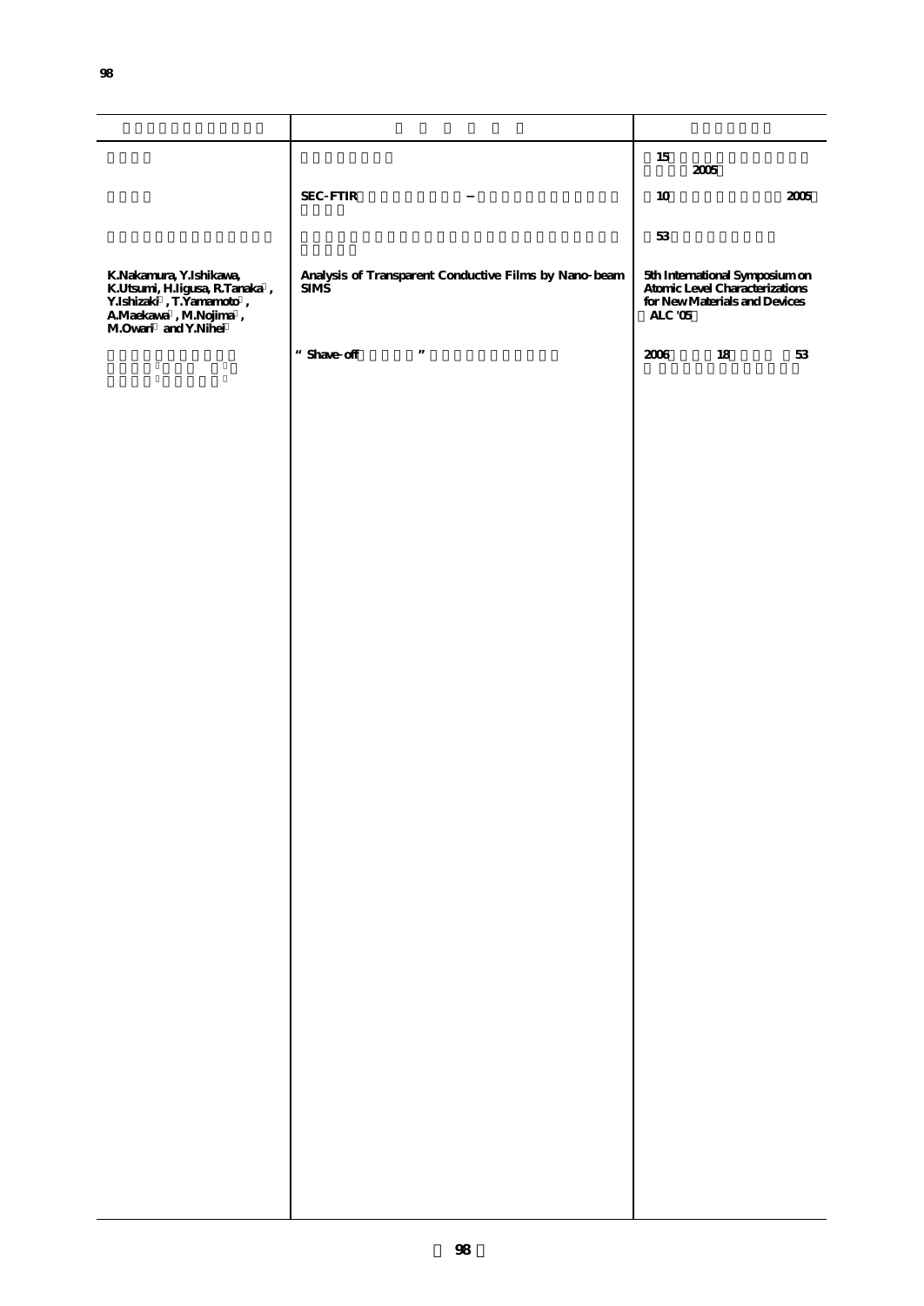| | | |
|---|---|---|
| | | 15<br>2005 |
| | SEC-FTIR – | 10 2005 |
| | | 53 |
| K.Nakamura, Y.Ishikawa, K.Utsumi, H.Iigusa, R.Tanaka , Y.Ishizaki , T.Yamamoto , A.Maekawa , M.Nojima , M.Owari and Y.Nihei | Analysis of Transparent Conductive Films by Nano-beam SIMS | 5th International Symposium on Atomic Level Characterizations for New Materials and Devices ALC '05 |
| | "Shave-off " | 2006 18 53 |